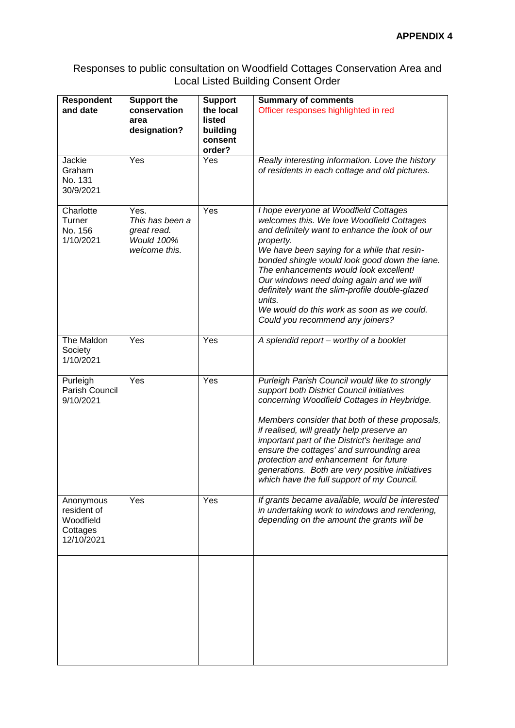**APPENDIX 4**

Responses to public consultation on Woodfield Cottages Conservation Area and Local Listed Building Consent Order

| Respondent and date | Support the conservation area designation? | Support the local listed building consent order? | Summary of comments<br>Officer responses highlighted in red |
|---|---|---|---|
| Jackie Graham<br>No. 131<br>30/9/2021 | Yes | Yes | *Really interesting information. Love the history of residents in each cottage and old pictures.* |
| Charlotte Turner<br>No. 156<br>1/10/2021 | Yes.<br>*This has been a great read. Would 100% welcome this.* | Yes | *I hope everyone at Woodfield Cottages welcomes this. We love Woodfield Cottages and definitely want to enhance the look of our property.*<br>*We have been saying for a while that resin-bonded shingle would look good down the lane. The enhancements would look excellent!*<br>*Our windows need doing again and we will definitely want the slim-profile double-glazed units.*<br>*We would do this work as soon as we could. Could you recommend any joiners?* |
| The Maldon Society<br>1/10/2021 | Yes | Yes | *A splendid report – worthy of a booklet* |
| Purleigh Parish Council<br>9/10/2021 | Yes | Yes | *Purleigh Parish Council would like to strongly support both District Council initiatives concerning Woodfield Cottages in Heybridge.*<br><br>*Members consider that both of these proposals, if realised, will greatly help preserve an important part of the District's heritage and ensure the cottages' and surrounding area protection and enhancement for future generations. Both are very positive initiatives which have the full support of my Council.* |
| Anonymous resident of Woodfield Cottages<br>12/10/2021 | Yes | Yes | *If grants became available, would be interested in undertaking work to windows and rendering, depending on the amount the grants will be* |
| | | | |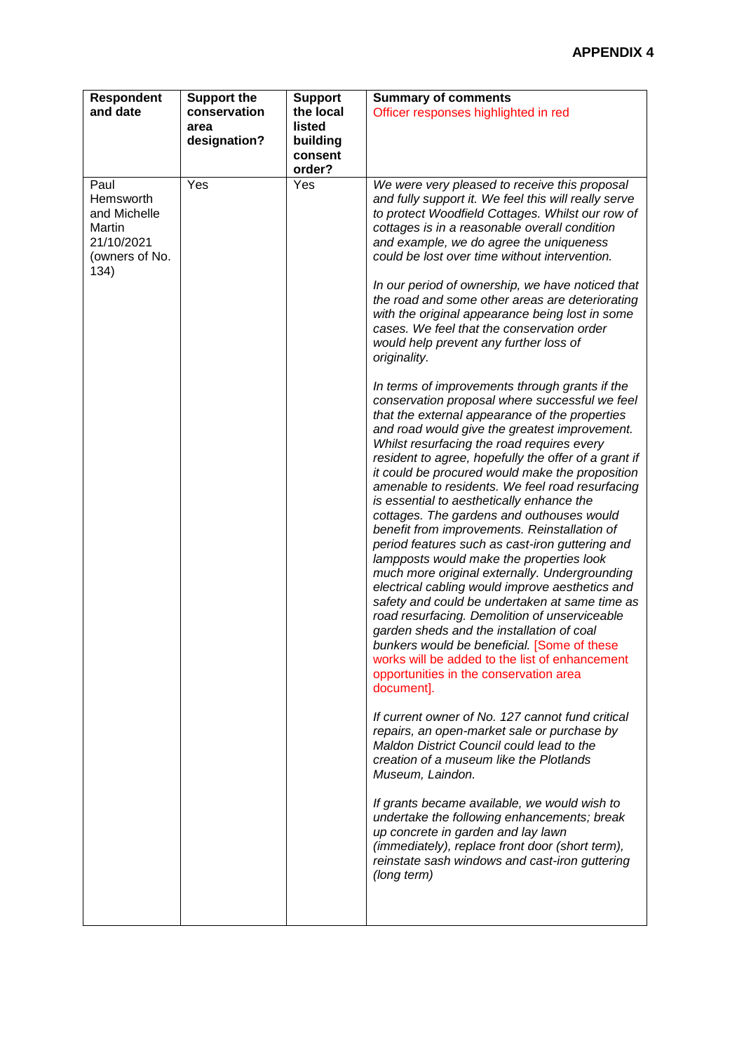**APPENDIX 4**

| Respondent and date | Support the conservation area designation? | Support the local listed building consent order? | Summary of comments<br>Officer responses highlighted in red |
|---|---|---|---|
| Paul Hemsworth and Michelle Martin 21/10/2021 (owners of No. 134) | Yes | Yes | *We were very pleased to receive this proposal and fully support it. We feel this will really serve to protect Woodfield Cottages. Whilst our row of cottages is in a reasonable overall condition and example, we do agree the uniqueness could be lost over time without intervention.*<br><br>*In our period of ownership, we have noticed that the road and some other areas are deteriorating with the original appearance being lost in some cases. We feel that the conservation order would help prevent any further loss of originality.*<br><br>*In terms of improvements through grants if the conservation proposal where successful we feel that the external appearance of the properties and road would give the greatest improvement. Whilst resurfacing the road requires every resident to agree, hopefully the offer of a grant if it could be procured would make the proposition amenable to residents. We feel road resurfacing is essential to aesthetically enhance the cottages. The gardens and outhouses would benefit from improvements. Reinstallation of period features such as cast-iron guttering and lampposts would make the properties look much more original externally. Undergrounding electrical cabling would improve aesthetics and safety and could be undertaken at same time as road resurfacing. Demolition of unserviceable garden sheds and the installation of coal bunkers would be beneficial.* [Some of these works will be added to the list of enhancement opportunities in the conservation area document].<br><br>*If current owner of No. 127 cannot fund critical repairs, an open-market sale or purchase by Maldon District Council could lead to the creation of a museum like the Plotlands Museum, Laindon.*<br><br>*If grants became available, we would wish to undertake the following enhancements; break up concrete in garden and lay lawn (immediately), replace front door (short term), reinstate sash windows and cast-iron guttering (long term)* |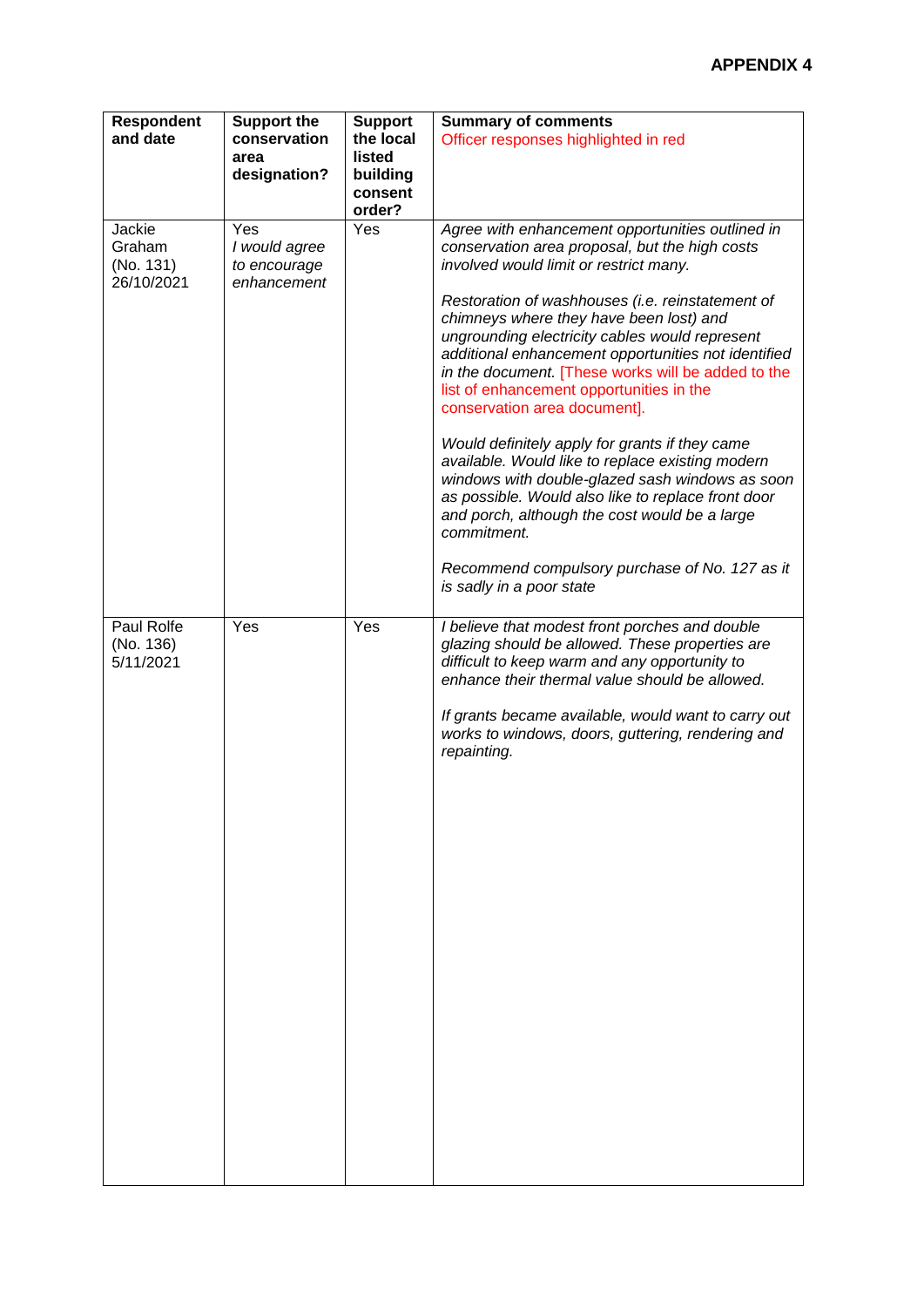**APPENDIX 4**

| **Respondent and date** | **Support the conservation area designation?** | **Support the local listed building consent order?** | **Summary of comments**<br>Officer responses highlighted in red |
|---|---|---|---|
| Jackie Graham (No. 131) 26/10/2021 | Yes<br>*I would agree to encourage enhancement* | Yes | *Agree with enhancement opportunities outlined in conservation area proposal, but the high costs involved would limit or restrict many.*<br><br>*Restoration of washhouses (i.e. reinstatement of chimneys where they have been lost) and ungrounding electricity cables would represent additional enhancement opportunities not identified in the document.* [These works will be added to the list of enhancement opportunities in the conservation area document].<br><br>*Would definitely apply for grants if they came available. Would like to replace existing modern windows with double-glazed sash windows as soon as possible. Would also like to replace front door and porch, although the cost would be a large commitment.*<br><br>*Recommend compulsory purchase of No. 127 as it is sadly in a poor state* |
| Paul Rolfe (No. 136) 5/11/2021 | Yes | Yes | *I believe that modest front porches and double glazing should be allowed. These properties are difficult to keep warm and any opportunity to enhance their thermal value should be allowed.*<br><br>*If grants became available, would want to carry out works to windows, doors, guttering, rendering and repainting.* |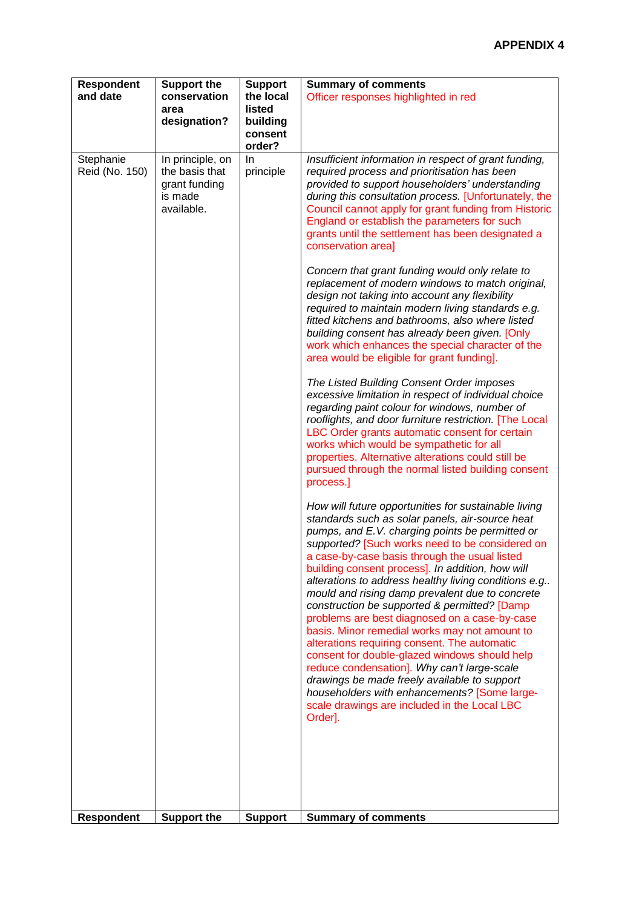**APPENDIX 4**

| Respondent and date | Support the conservation area designation? | Support the local listed building consent order? | Summary of comments<br>Officer responses highlighted in red |
|---|---|---|---|
| Stephanie Reid (No. 150) | In principle, on the basis that grant funding is made available. | In principle | *Insufficient information in respect of grant funding, required process and prioritisation has been provided to support householders' understanding during this consultation process.* [Unfortunately, the Council cannot apply for grant funding from Historic England or establish the parameters for such grants until the settlement has been designated a conservation area]<br><br>*Concern that grant funding would only relate to replacement of modern windows to match original, design not taking into account any flexibility required to maintain modern living standards e.g. fitted kitchens and bathrooms, also where listed building consent has already been given.* [Only work which enhances the special character of the area would be eligible for grant funding].<br><br>*The Listed Building Consent Order imposes excessive limitation in respect of individual choice regarding paint colour for windows, number of rooflights, and door furniture restriction.* [The Local LBC Order grants automatic consent for certain works which would be sympathetic for all properties. Alternative alterations could still be pursued through the normal listed building consent process.]<br><br>*How will future opportunities for sustainable living standards such as solar panels, air-source heat pumps, and E.V. charging points be permitted or supported?* [Such works need to be considered on a case-by-case basis through the usual listed building consent process]. *In addition, how will alterations to address healthy living conditions e.g.. mould and rising damp prevalent due to concrete construction be supported & permitted?* [Damp problems are best diagnosed on a case-by-case basis. Minor remedial works may not amount to alterations requiring consent. The automatic consent for double-glazed windows should help reduce condensation]. *Why can't large-scale drawings be made freely available to support householders with enhancements?* [Some large-scale drawings are included in the Local LBC Order]. |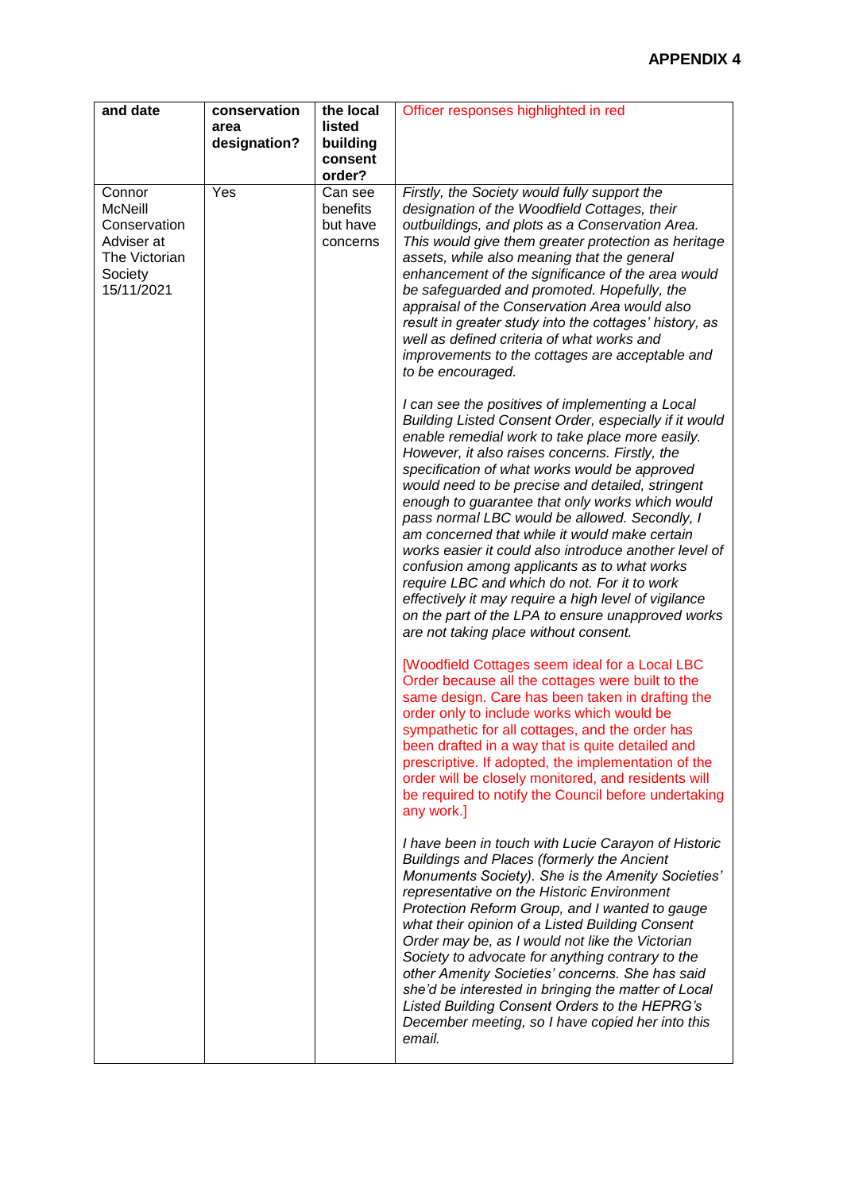**APPENDIX 4**

| and date | conservation area designation? | the local listed building consent order? | Officer responses highlighted in red |
|---|---|---|---|
| Connor McNeill Conservation Adviser at The Victorian Society 15/11/2021 | Yes | Can see benefits but have concerns | *Firstly, the Society would fully support the designation of the Woodfield Cottages, their outbuildings, and plots as a Conservation Area. This would give them greater protection as heritage assets, while also meaning that the general enhancement of the significance of the area would be safeguarded and promoted. Hopefully, the appraisal of the Conservation Area would also result in greater study into the cottages' history, as well as defined criteria of what works and improvements to the cottages are acceptable and to be encouraged.*<br><br>*I can see the positives of implementing a Local Building Listed Consent Order, especially if it would enable remedial work to take place more easily. However, it also raises concerns. Firstly, the specification of what works would be approved would need to be precise and detailed, stringent enough to guarantee that only works which would pass normal LBC would be allowed. Secondly, I am concerned that while it would make certain works easier it could also introduce another level of confusion among applicants as to what works require LBC and which do not. For it to work effectively it may require a high level of vigilance on the part of the LPA to ensure unapproved works are not taking place without consent.*<br><br>[Woodfield Cottages seem ideal for a Local LBC Order because all the cottages were built to the same design. Care has been taken in drafting the order only to include works which would be sympathetic for all cottages, and the order has been drafted in a way that is quite detailed and prescriptive. If adopted, the implementation of the order will be closely monitored, and residents will be required to notify the Council before undertaking any work.]<br><br>*I have been in touch with Lucie Carayon of Historic Buildings and Places (formerly the Ancient Monuments Society). She is the Amenity Societies' representative on the Historic Environment Protection Reform Group, and I wanted to gauge what their opinion of a Listed Building Consent Order may be, as I would not like the Victorian Society to advocate for anything contrary to the other Amenity Societies' concerns. She has said she'd be interested in bringing the matter of Local Listed Building Consent Orders to the HEPRG's December meeting, so I have copied her into this email.* |